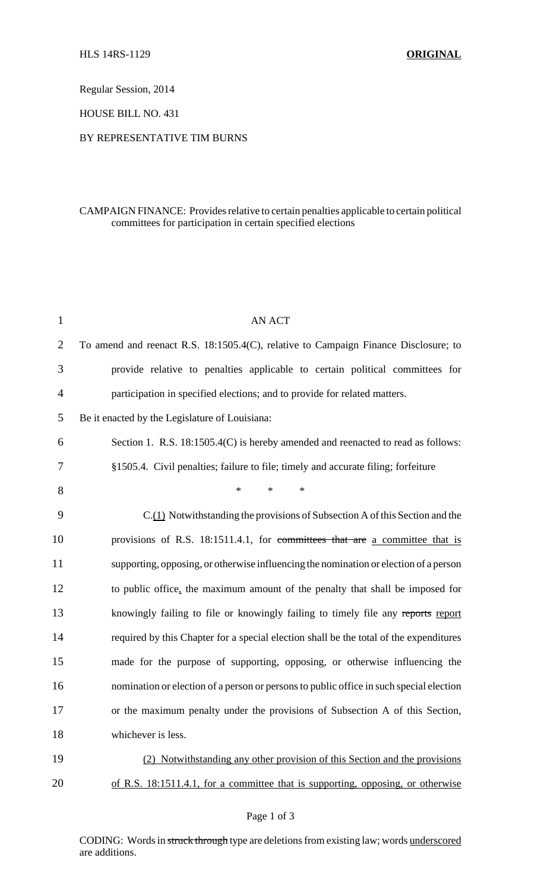HLS 14RS-1129 **ORIGINAL**

Regular Session, 2014

HOUSE BILL NO. 431

BY REPRESENTATIVE TIM BURNS

CAMPAIGN FINANCE: Provides relative to certain penalties applicable to certain political committees for participation in certain specified elections

AN ACT

To amend and reenact R.S. 18:1505.4(C), relative to Campaign Finance Disclosure; to provide relative to penalties applicable to certain political committees for participation in specified elections; and to provide for related matters.

Be it enacted by the Legislature of Louisiana:

Section 1. R.S. 18:1505.4(C) is hereby amended and reenacted to read as follows:

§1505.4. Civil penalties; failure to file; timely and accurate filing; forfeiture

\* \* \*

C.(1) Notwithstanding the provisions of Subsection A of this Section and the provisions of R.S. 18:1511.4.1, for ~~committees that are~~ a committee that is supporting, opposing, or otherwise influencing the nomination or election of a person to public office, the maximum amount of the penalty that shall be imposed for knowingly failing to file or knowingly failing to timely file any ~~reports~~ report required by this Chapter for a special election shall be the total of the expenditures made for the purpose of supporting, opposing, or otherwise influencing the nomination or election of a person or persons to public office in such special election or the maximum penalty under the provisions of Subsection A of this Section, whichever is less.

(2) Notwithstanding any other provision of this Section and the provisions of R.S. 18:1511.4.1, for a committee that is supporting, opposing, or otherwise

CODING: Words in ~~struck through~~ type are deletions from existing law; words underscored are additions.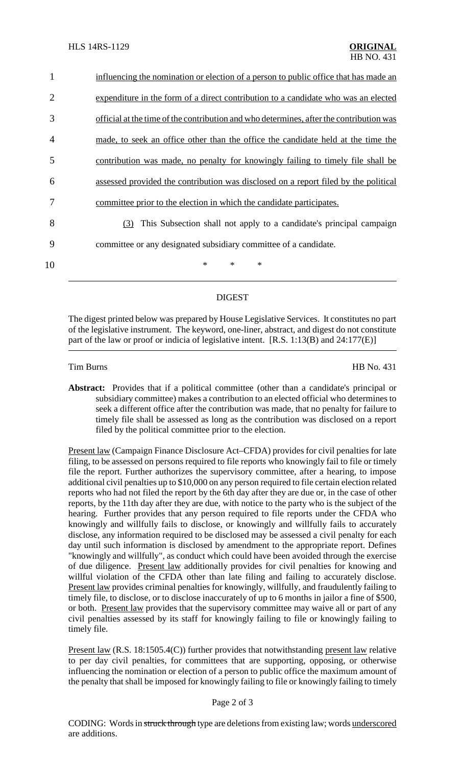1 influencing the nomination or election of a person to public office that has made an
2 expenditure in the form of a direct contribution to a candidate who was an elected
3 official at the time of the contribution and who determines, after the contribution was
4 made, to seek an office other than the office the candidate held at the time the
5 contribution was made, no penalty for knowingly failing to timely file shall be
6 assessed provided the contribution was disclosed on a report filed by the political
7 committee prior to the election in which the candidate participates.

8 (3) This Subsection shall not apply to a candidate's principal campaign
9 committee or any designated subsidiary committee of a candidate.

10 * * *

## DIGEST

The digest printed below was prepared by House Legislative Services. It constitutes no part of the legislative instrument. The keyword, one-liner, abstract, and digest do not constitute part of the law or proof or indicia of legislative intent. [R.S. 1:13(B) and 24:177(E)]

Tim Burns HB No. 431

**Abstract:** Provides that if a political committee (other than a candidate's principal or subsidiary committee) makes a contribution to an elected official who determines to seek a different office after the contribution was made, that no penalty for failure to timely file shall be assessed as long as the contribution was disclosed on a report filed by the political committee prior to the election.

Present law (Campaign Finance Disclosure Act–CFDA) provides for civil penalties for late filing, to be assessed on persons required to file reports who knowingly fail to file or timely file the report. Further authorizes the supervisory committee, after a hearing, to impose additional civil penalties up to $10,000 on any person required to file certain election related reports who had not filed the report by the 6th day after they are due or, in the case of other reports, by the 11th day after they are due, with notice to the party who is the subject of the hearing. Further provides that any person required to file reports under the CFDA who knowingly and willfully fails to disclose, or knowingly and willfully fails to accurately disclose, any information required to be disclosed may be assessed a civil penalty for each day until such information is disclosed by amendment to the appropriate report. Defines "knowingly and willfully", as conduct which could have been avoided through the exercise of due diligence. Present law additionally provides for civil penalties for knowing and willful violation of the CFDA other than late filing and failing to accurately disclose. Present law provides criminal penalties for knowingly, willfully, and fraudulently failing to timely file, to disclose, or to disclose inaccurately of up to 6 months in jailor a fine of $500, or both. Present law provides that the supervisory committee may waive all or part of any civil penalties assessed by its staff for knowingly failing to file or knowingly failing to timely file.

Present law (R.S. 18:1505.4(C)) further provides that notwithstanding present law relative to per day civil penalties, for committees that are supporting, opposing, or otherwise influencing the nomination or election of a person to public office the maximum amount of the penalty that shall be imposed for knowingly failing to file or knowingly failing to timely

CODING: Words in ~~struck through~~ type are deletions from existing law; words underscored are additions.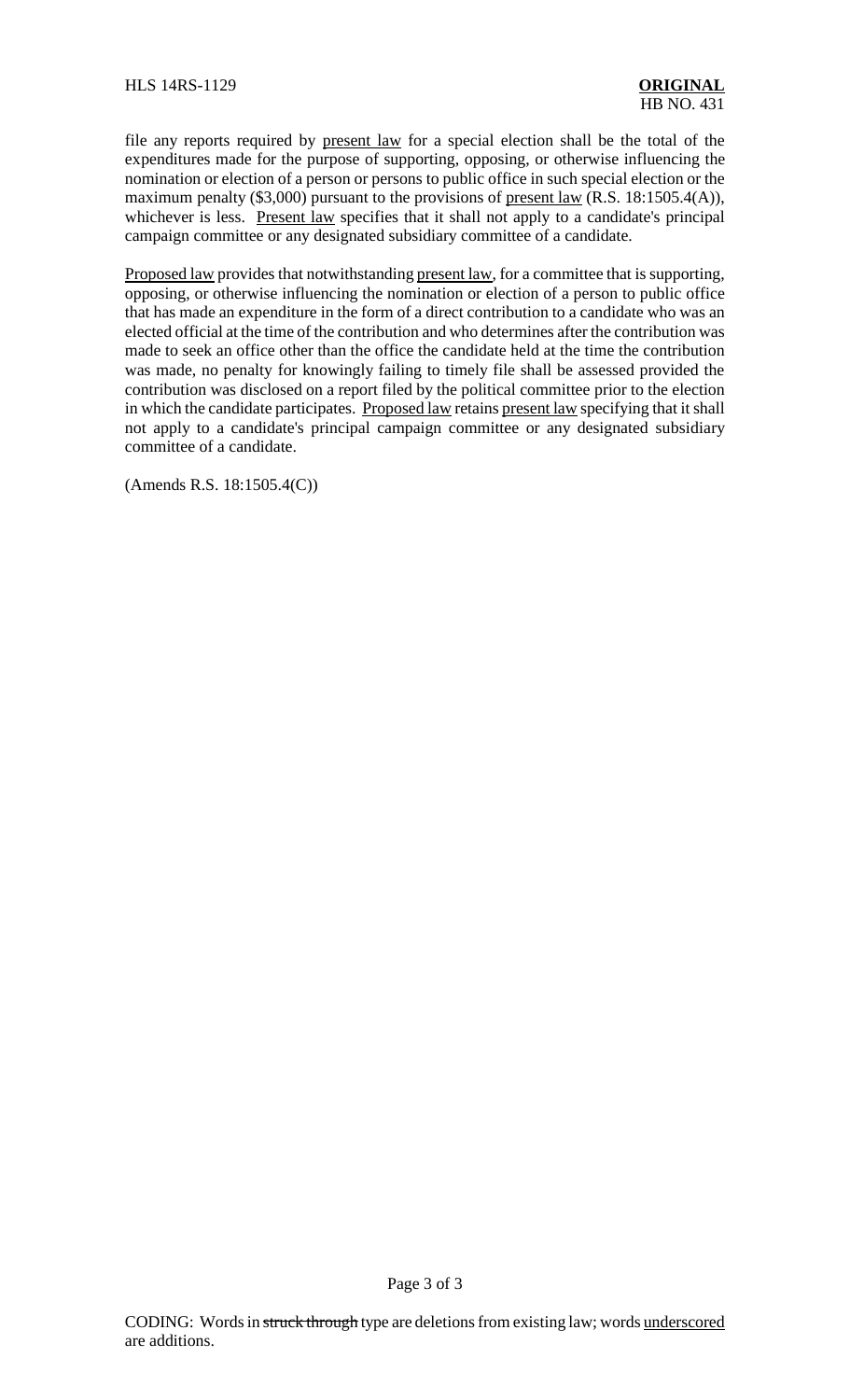file any reports required by present law for a special election shall be the total of the expenditures made for the purpose of supporting, opposing, or otherwise influencing the nomination or election of a person or persons to public office in such special election or the maximum penalty ($3,000) pursuant to the provisions of present law (R.S. 18:1505.4(A)), whichever is less. Present law specifies that it shall not apply to a candidate's principal campaign committee or any designated subsidiary committee of a candidate.

Proposed law provides that notwithstanding present law, for a committee that is supporting, opposing, or otherwise influencing the nomination or election of a person to public office that has made an expenditure in the form of a direct contribution to a candidate who was an elected official at the time of the contribution and who determines after the contribution was made to seek an office other than the office the candidate held at the time the contribution was made, no penalty for knowingly failing to timely file shall be assessed provided the contribution was disclosed on a report filed by the political committee prior to the election in which the candidate participates. Proposed law retains present law specifying that it shall not apply to a candidate's principal campaign committee or any designated subsidiary committee of a candidate.

(Amends R.S. 18:1505.4(C))

CODING: Words in ~~struck through~~ type are deletions from existing law; words underscored are additions.